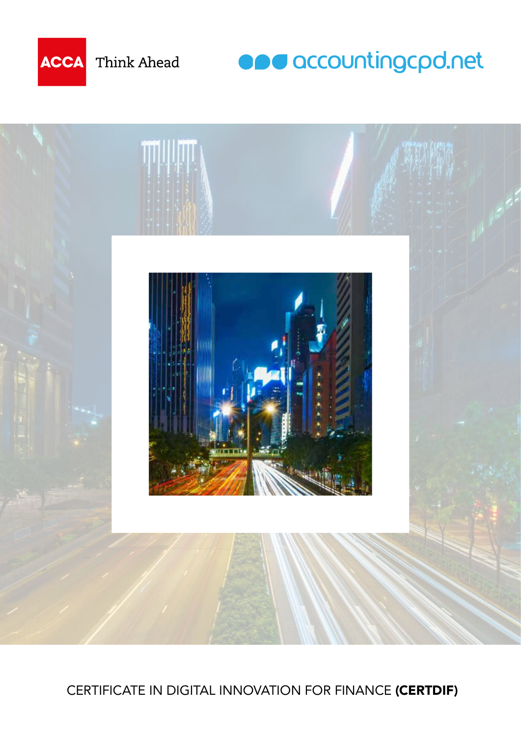ACCA Think Ahead

accountingcpd.net

# CERTIFICATE IN DIGITAL INNOVATION FOR FINANCE **(CERTDIF)**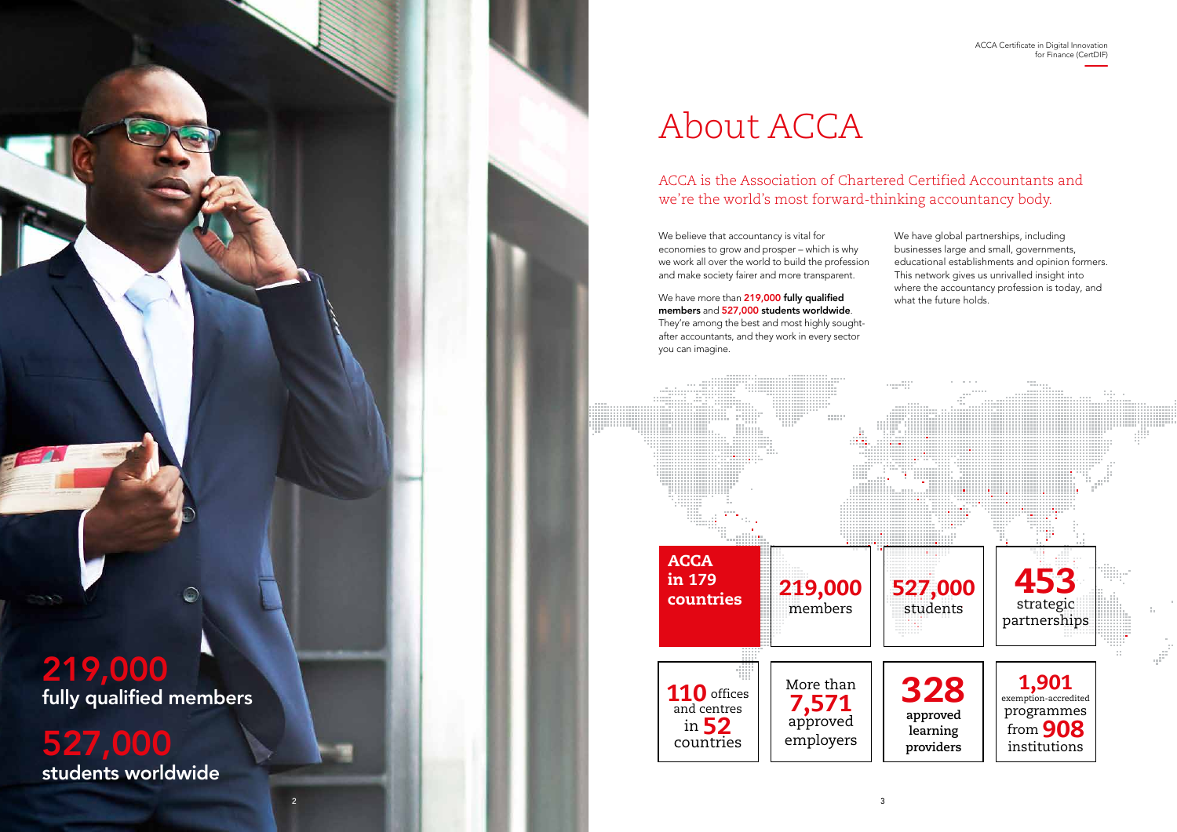219,000
fully qualified members

527,000
students worldwide

# About ACCA

## ACCA is the Association of Chartered Certified Accountants and we're the world's most forward-thinking accountancy body.

We believe that accountancy is vital for economies to grow and prosper – which is why we work all over the world to build the profession and make society fairer and more transparent.

We have more than **219,000 fully qualified members** and **527,000 students worldwide**. They're among the best and most highly sought-after accountants, and they work in every sector you can imagine.

We have global partnerships, including businesses large and small, governments, educational establishments and opinion formers. This network gives us unrivalled insight into where the accountancy profession is today, and what the future holds.

**ACCA in 179 countries**

**219,000** members

**527,000** students

**453** strategic partnerships

**110** offices and centres in **52** countries

More than **7,571** approved employers

**328** approved learning providers

**1,901** exemption-accredited programmes from **908** institutions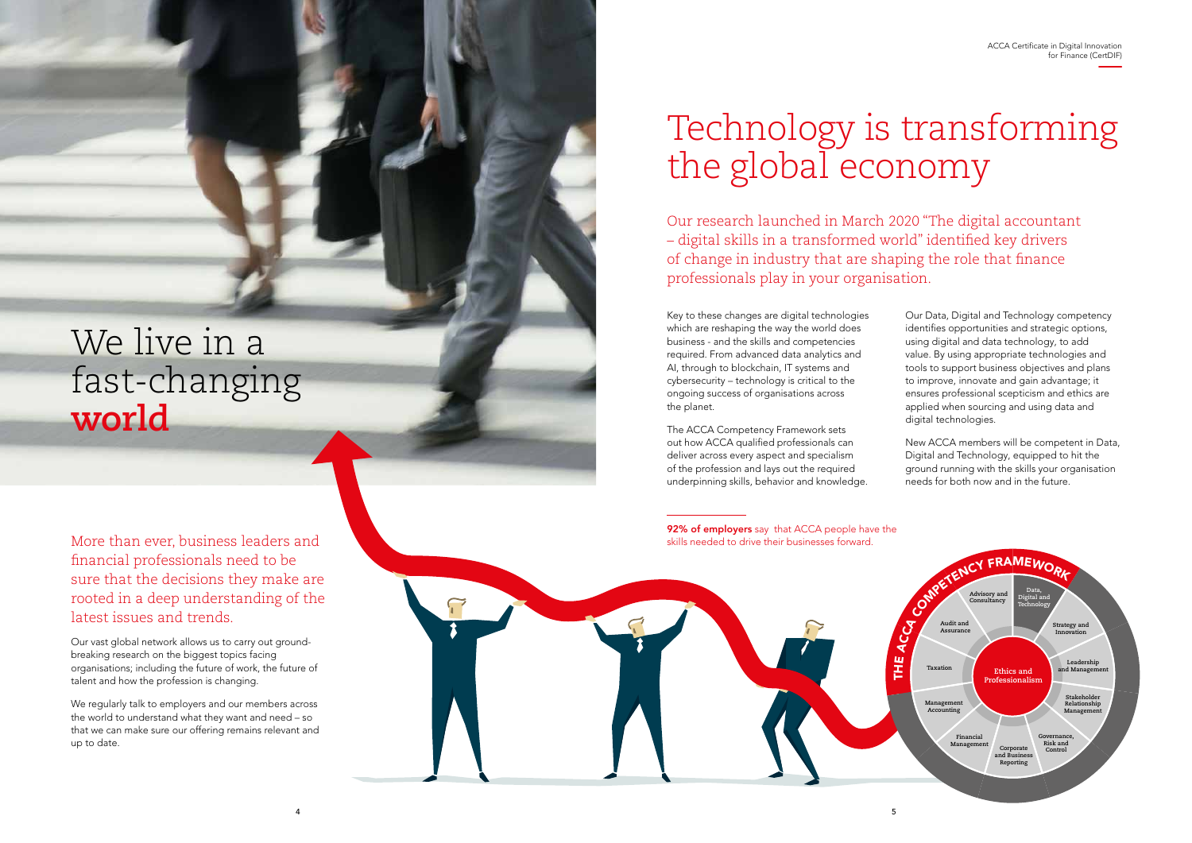# We live in a fast-changing **world**

More than ever, business leaders and financial professionals need to be sure that the decisions they make are rooted in a deep understanding of the latest issues and trends.

Our vast global network allows us to carry out ground-breaking research on the biggest topics facing organisations; including the future of work, the future of talent and how the profession is changing.

We regularly talk to employers and our members across the world to understand what they want and need – so that we can make sure our offering remains relevant and up to date.

# Technology is transforming the global economy

Our research launched in March 2020 "The digital accountant – digital skills in a transformed world" identified key drivers of change in industry that are shaping the role that finance professionals play in your organisation.

Key to these changes are digital technologies which are reshaping the way the world does business - and the skills and competencies required. From advanced data analytics and AI, through to blockchain, IT systems and cybersecurity – technology is critical to the ongoing success of organisations across the planet.

The ACCA Competency Framework sets out how ACCA qualified professionals can deliver across every aspect and specialism of the profession and lays out the required underpinning skills, behavior and knowledge.

Our Data, Digital and Technology competency identifies opportunities and strategic options, using digital and data technology, to add value. By using appropriate technologies and tools to support business objectives and plans to improve, innovate and gain advantage; it ensures professional scepticism and ethics are applied when sourcing and using data and digital technologies.

New ACCA members will be competent in Data, Digital and Technology, equipped to hit the ground running with the skills your organisation needs for both now and in the future.

**92% of employers** say that ACCA people have the skills needed to drive their businesses forward.

THE ACCA COMPETENCY FRAMEWORK

- Ethics and Professionalism
- Advisory and Consultancy
- Data, Digital and Technology
- Strategy and Innovation
- Leadership and Management
- Stakeholder Relationship Management
- Governance, Risk and Control
- Corporate and Business Reporting
- Financial Management
- Management Accounting
- Taxation
- Audit and Assurance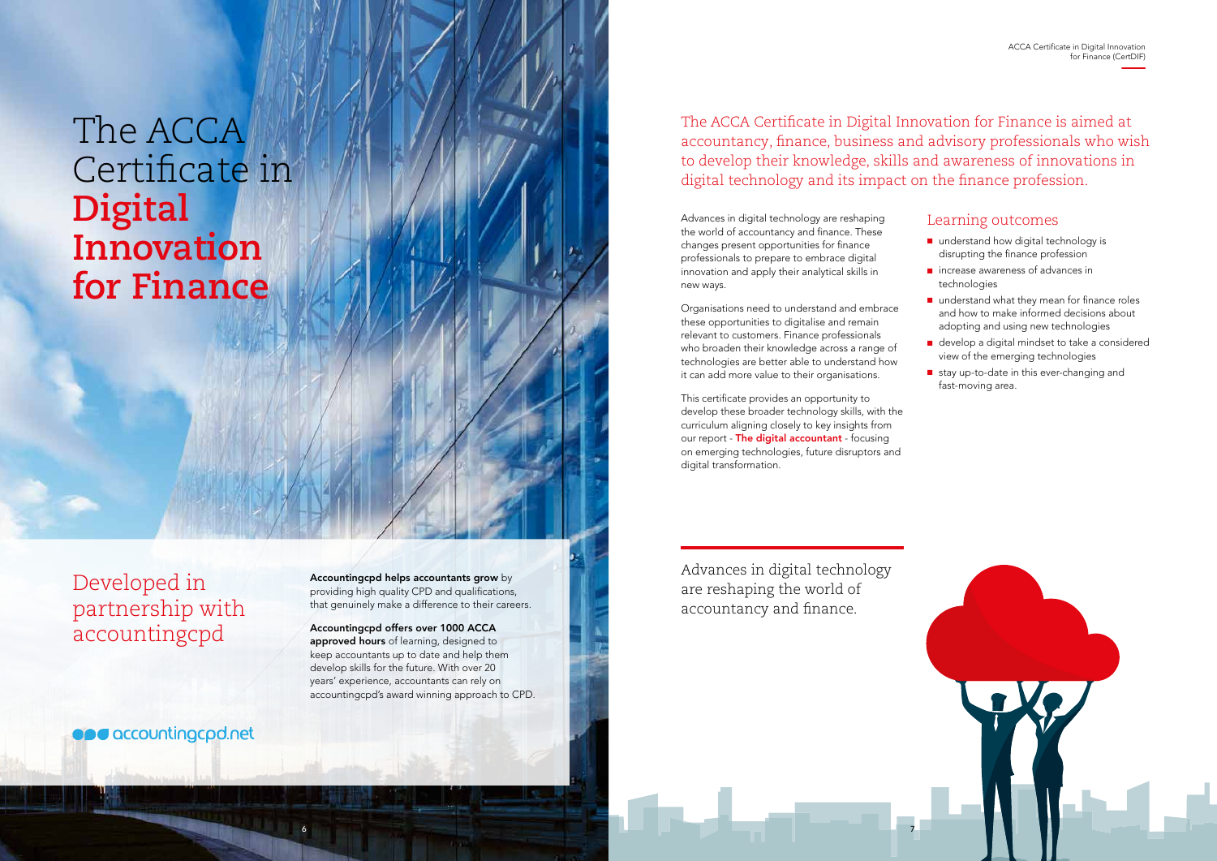# The ACCA Certificate in **Digital Innovation for Finance**

## Developed in partnership with accountingcpd

**Accountingcpd helps accountants grow** by providing high quality CPD and qualifications, that genuinely make a difference to their careers.

**Accountingcpd offers over 1000 ACCA approved hours** of learning, designed to keep accountants up to date and help them develop skills for the future. With over 20 years' experience, accountants can rely on accountingcpd's award winning approach to CPD.

accountingcpd.net

The ACCA Certificate in Digital Innovation for Finance is aimed at accountancy, finance, business and advisory professionals who wish to develop their knowledge, skills and awareness of innovations in digital technology and its impact on the finance profession.

Advances in digital technology are reshaping the world of accountancy and finance. These changes present opportunities for finance professionals to prepare to embrace digital innovation and apply their analytical skills in new ways.

Organisations need to understand and embrace these opportunities to digitalise and remain relevant to customers. Finance professionals who broaden their knowledge across a range of technologies are better able to understand how it can add more value to their organisations.

This certificate provides an opportunity to develop these broader technology skills, with the curriculum aligning closely to key insights from our report - **The digital accountant** - focusing on emerging technologies, future disruptors and digital transformation.

## Learning outcomes

- understand how digital technology is disrupting the finance profession
- increase awareness of advances in technologies
- understand what they mean for finance roles and how to make informed decisions about adopting and using new technologies
- develop a digital mindset to take a considered view of the emerging technologies
- stay up-to-date in this ever-changing and fast-moving area.

Advances in digital technology are reshaping the world of accountancy and finance.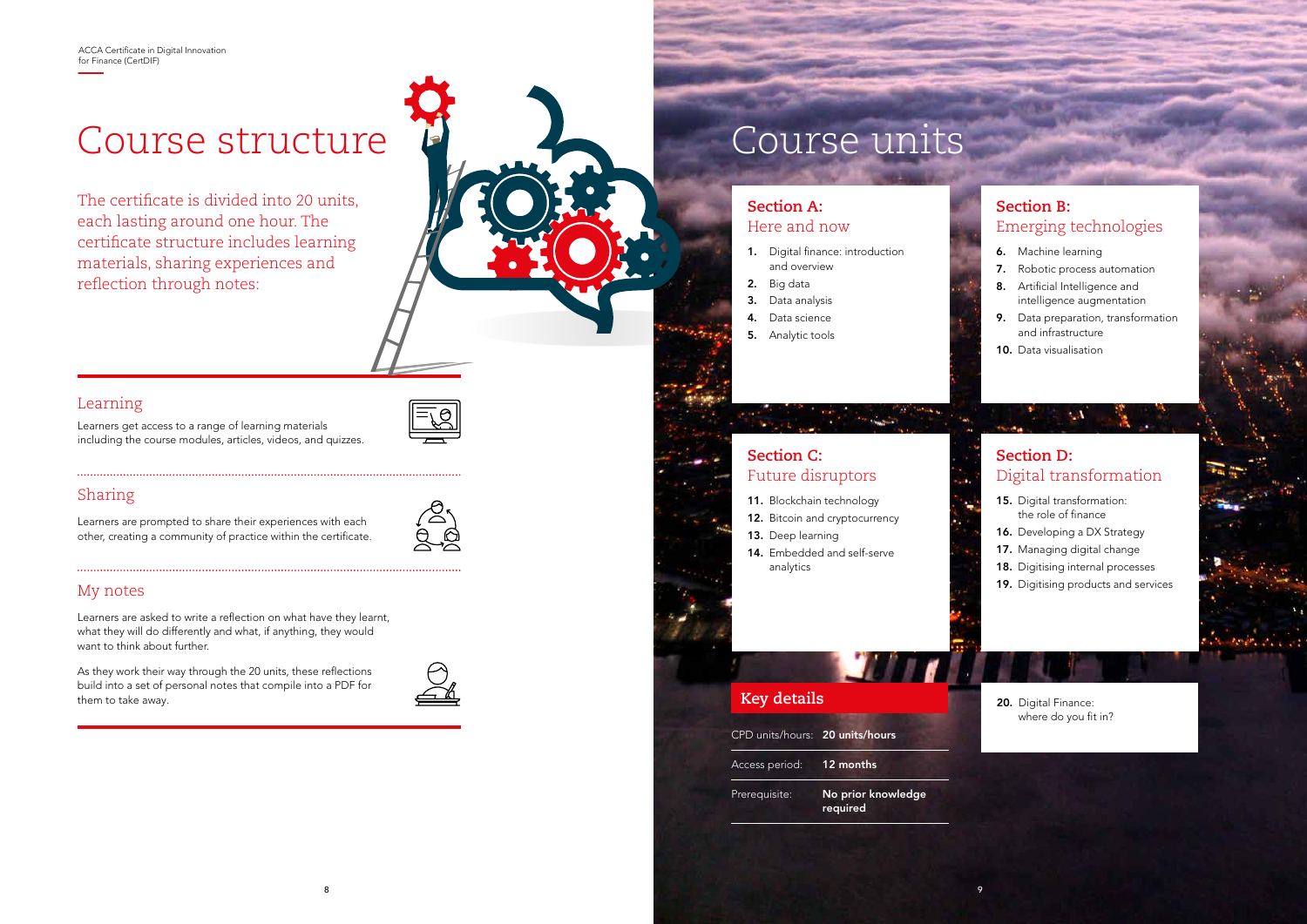# Course structure

The certificate is divided into 20 units, each lasting around one hour. The certificate structure includes learning materials, sharing experiences and reflection through notes:

## Learning

Learners get access to a range of learning materials including the course modules, articles, videos, and quizzes.

## Sharing

Learners are prompted to share their experiences with each other, creating a community of practice within the certificate.

## My notes

Learners are asked to write a reflection on what have they learnt, what they will do differently and what, if anything, they would want to think about further.

As they work their way through the 20 units, these reflections build into a set of personal notes that compile into a PDF for them to take away.

# Course units

## Section A: Here and now

1. Digital finance: introduction and overview
2. Big data
3. Data analysis
4. Data science
5. Analytic tools

## Section B: Emerging technologies

6. Machine learning
7. Robotic process automation
8. Artificial Intelligence and intelligence augmentation
9. Data preparation, transformation and infrastructure
10. Data visualisation

## Section C: Future disruptors

11. Blockchain technology
12. Bitcoin and cryptocurrency
13. Deep learning
14. Embedded and self-serve analytics

## Section D: Digital transformation

15. Digital transformation: the role of finance
16. Developing a DX Strategy
17. Managing digital change
18. Digitising internal processes
19. Digitising products and services

20. Digital Finance: where do you fit in?

## Key details

| | |
|---|---|
| CPD units/hours: | **20 units/hours** |
| Access period: | **12 months** |
| Prerequisite: | **No prior knowledge required** |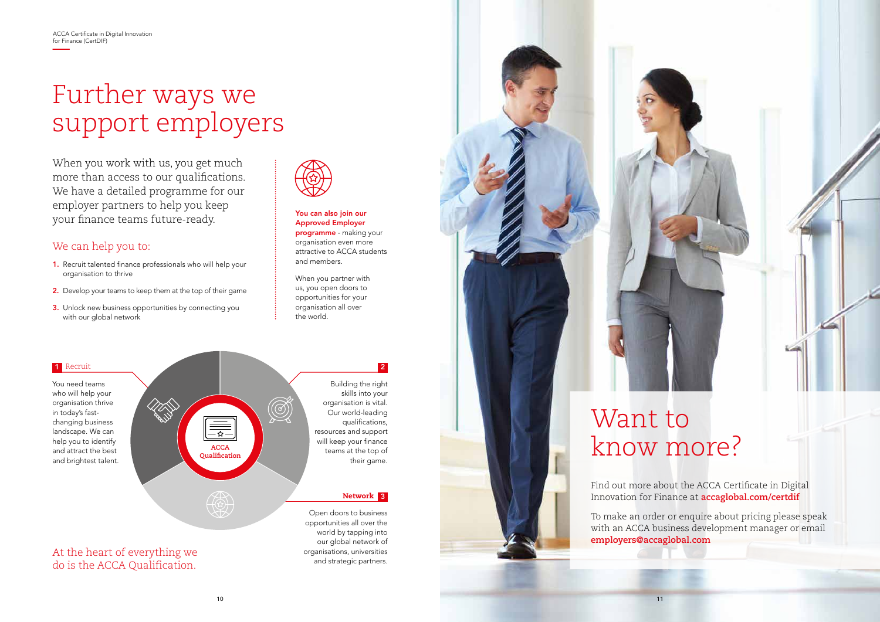# Further ways we support employers

When you work with us, you get much more than access to our qualifications. We have a detailed programme for our employer partners to help you keep your finance teams future-ready.

## We can help you to:

1. Recruit talented finance professionals who will help your organisation to thrive
2. Develop your teams to keep them at the top of their game
3. Unlock new business opportunities by connecting you with our global network

**You can also join our Approved Employer programme** - making your organisation even more attractive to ACCA students and members.

When you partner with us, you open doors to opportunities for your organisation all over the world.

**1 Recruit**

You need teams who will help your organisation thrive in today's fast-changing business landscape. We can help you to identify and attract the best and brightest talent.

**2**

Building the right skills into your organisation is vital. Our world-leading qualifications, resources and support will keep your finance teams at the top of their game.

**Network 3**

Open doors to business opportunities all over the world by tapping into our global network of organisations, universities and strategic partners.

ACCA Qualification

At the heart of everything we do is the ACCA Qualification.

# Want to know more?

Find out more about the ACCA Certificate in Digital Innovation for Finance at **accaglobal.com/certdif**

To make an order or enquire about pricing please speak with an ACCA business development manager or email **employers@accaglobal.com**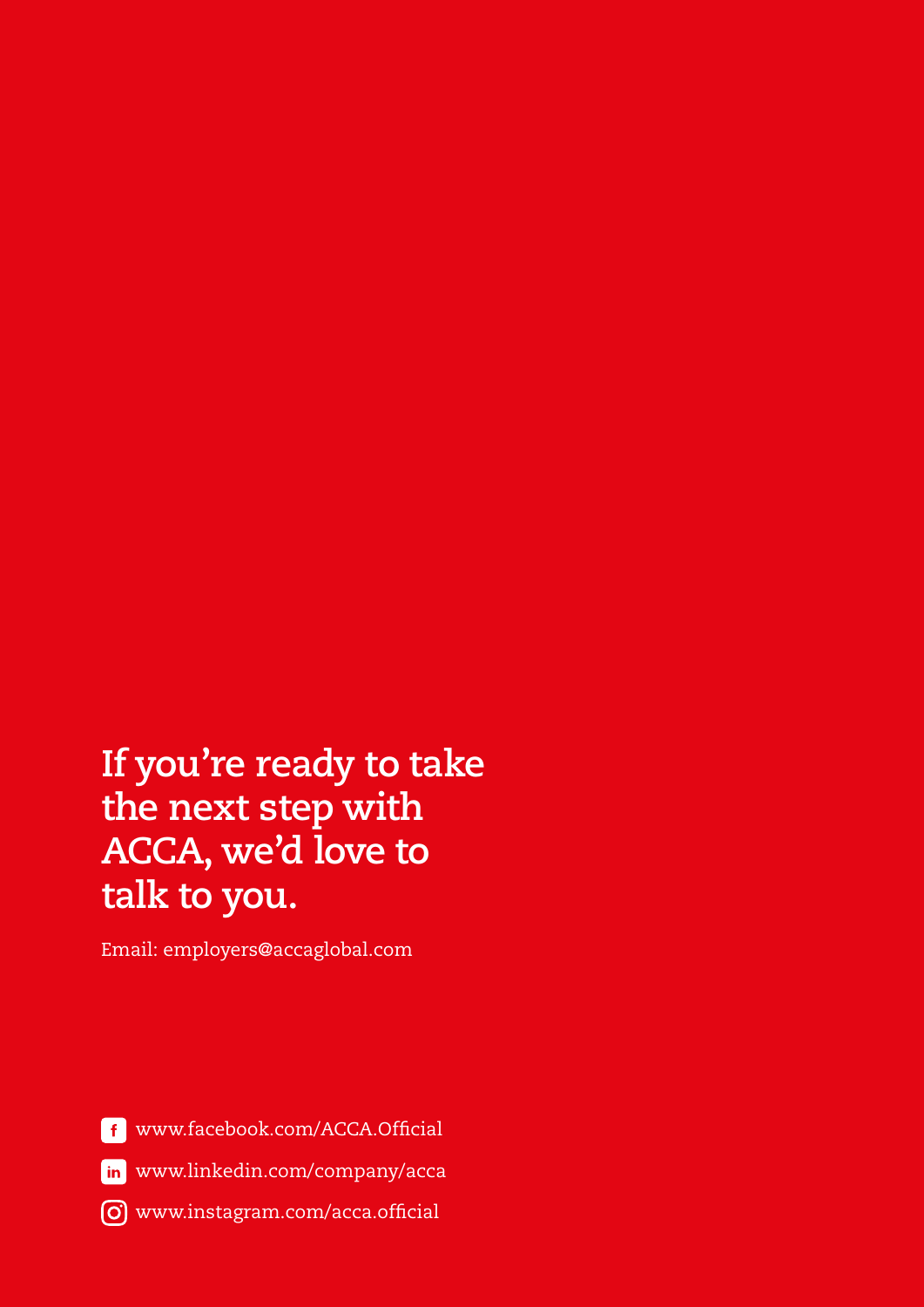## If you're ready to take the next step with ACCA, we'd love to talk to you.

Email: employers@accaglobal.com

www.facebook.com/ACCA.Official

www.linkedin.com/company/acca

www.instagram.com/acca.official